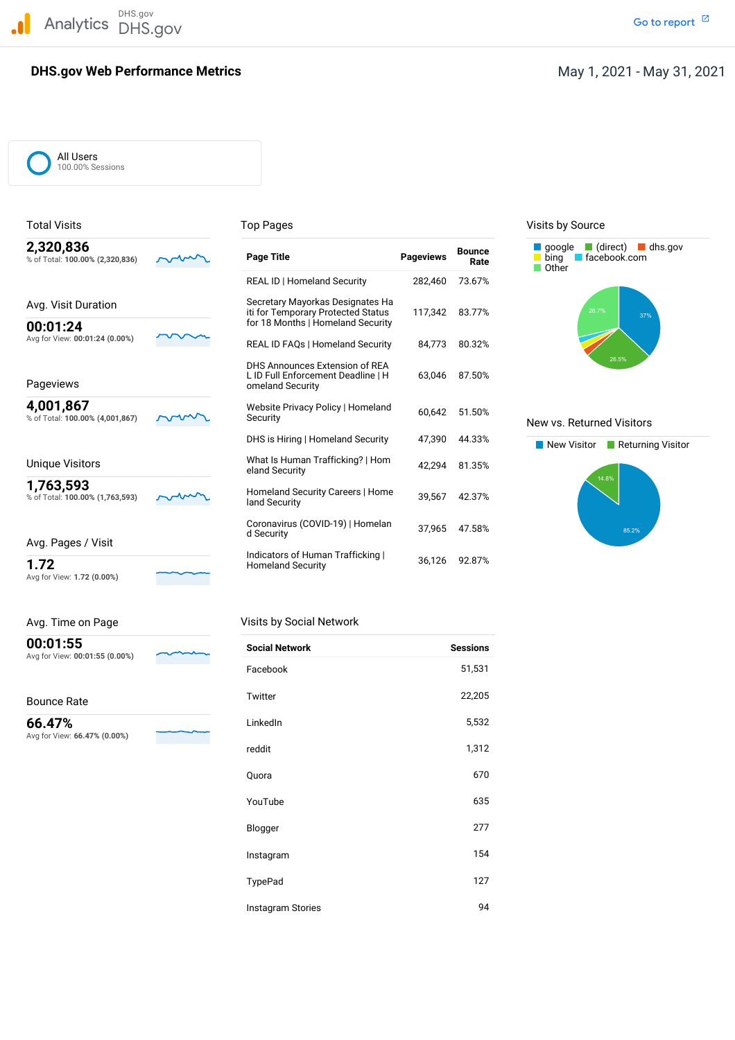Analytics DHS.gov

DHS.gov

Go to report

# DHS.gov Web Performance Metrics

May 1, 2021 - May 31, 2021

All Users
100.00% Sessions

## Total Visits

**2,320,836**
% of Total: **100.00% (2,320,836)**

## Avg. Visit Duration

**00:01:24**
Avg for View: **00:01:24 (0.00%)**

## Pageviews

**4,001,867**
% of Total: **100.00% (4,001,867)**

## Unique Visitors

**1,763,593**
% of Total: **100.00% (1,763,593)**

## Avg. Pages / Visit

**1.72**
Avg for View: **1.72 (0.00%)**

## Avg. Time on Page

**00:01:55**
Avg for View: **00:01:55 (0.00%)**

## Bounce Rate

**66.47%**
Avg for View: **66.47% (0.00%)**

## Top Pages

| Page Title | Pageviews | Bounce Rate |
|---|---|---|
| REAL ID \| Homeland Security | 282,460 | 73.67% |
| Secretary Mayorkas Designates Haiti for Temporary Protected Status for 18 Months \| Homeland Security | 117,342 | 83.77% |
| REAL ID FAQs \| Homeland Security | 84,773 | 80.32% |
| DHS Announces Extension of REAL ID Full Enforcement Deadline \| Homeland Security | 63,046 | 87.50% |
| Website Privacy Policy \| Homeland Security | 60,642 | 51.50% |
| DHS is Hiring \| Homeland Security | 47,390 | 44.33% |
| What Is Human Trafficking? \| Homeland Security | 42,294 | 81.35% |
| Homeland Security Careers \| Homeland Security | 39,567 | 42.37% |
| Coronavirus (COVID-19) \| Homeland Security | 37,965 | 47.58% |
| Indicators of Human Trafficking \| Homeland Security | 36,126 | 92.87% |

## Visits by Social Network

| Social Network | Sessions |
|---|---|
| Facebook | 51,531 |
| Twitter | 22,205 |
| LinkedIn | 5,532 |
| reddit | 1,312 |
| Quora | 670 |
| YouTube | 635 |
| Blogger | 277 |
| Instagram | 154 |
| TypePad | 127 |
| Instagram Stories | 94 |

## Visits by Source

google, (direct), dhs.gov, bing, facebook.com, Other

google: 37%; (direct): 26.5%; Other: 26.7%

## New vs. Returned Visitors

New Visitor, Returning Visitor

New Visitor: 85.2%; Returning Visitor: 14.8%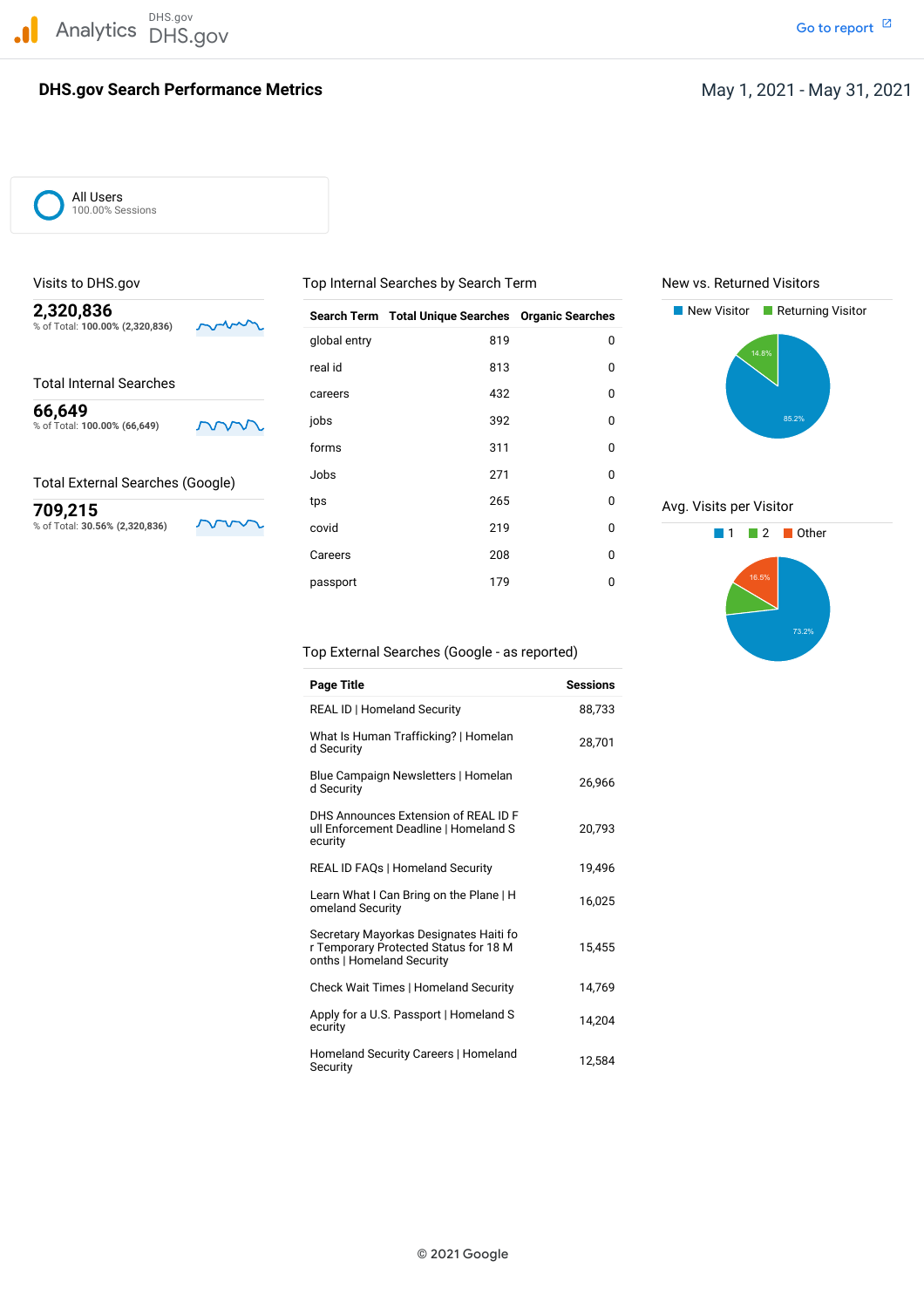Analytics DHS.gov DHS.gov

Go to report

# DHS.gov Search Performance Metrics

May 1, 2021 - May 31, 2021

All Users
100.00% Sessions

## Visits to DHS.gov

**2,320,836**
% of Total: **100.00% (2,320,836)**

## Total Internal Searches

**66,649**
% of Total: **100.00% (66,649)**

## Total External Searches (Google)

**709,215**
% of Total: **30.56% (2,320,836)**

## Top Internal Searches by Search Term

| Search Term | Total Unique Searches | Organic Searches |
|---|---|---|
| global entry | 819 | 0 |
| real id | 813 | 0 |
| careers | 432 | 0 |
| jobs | 392 | 0 |
| forms | 311 | 0 |
| Jobs | 271 | 0 |
| tps | 265 | 0 |
| covid | 219 | 0 |
| Careers | 208 | 0 |
| passport | 179 | 0 |

## New vs. Returned Visitors

New Visitor | Returning Visitor

85.2% | 14.8%

## Avg. Visits per Visitor

1 | 2 | Other

73.2% | 16.5%

## Top External Searches (Google - as reported)

| Page Title | Sessions |
|---|---|
| REAL ID \| Homeland Security | 88,733 |
| What Is Human Trafficking? \| Homeland Security | 28,701 |
| Blue Campaign Newsletters \| Homeland Security | 26,966 |
| DHS Announces Extension of REAL ID Full Enforcement Deadline \| Homeland Security | 20,793 |
| REAL ID FAQs \| Homeland Security | 19,496 |
| Learn What I Can Bring on the Plane \| Homeland Security | 16,025 |
| Secretary Mayorkas Designates Haiti for Temporary Protected Status for 18 Months \| Homeland Security | 15,455 |
| Check Wait Times \| Homeland Security | 14,769 |
| Apply for a U.S. Passport \| Homeland Security | 14,204 |
| Homeland Security Careers \| Homeland Security | 12,584 |

© 2021 Google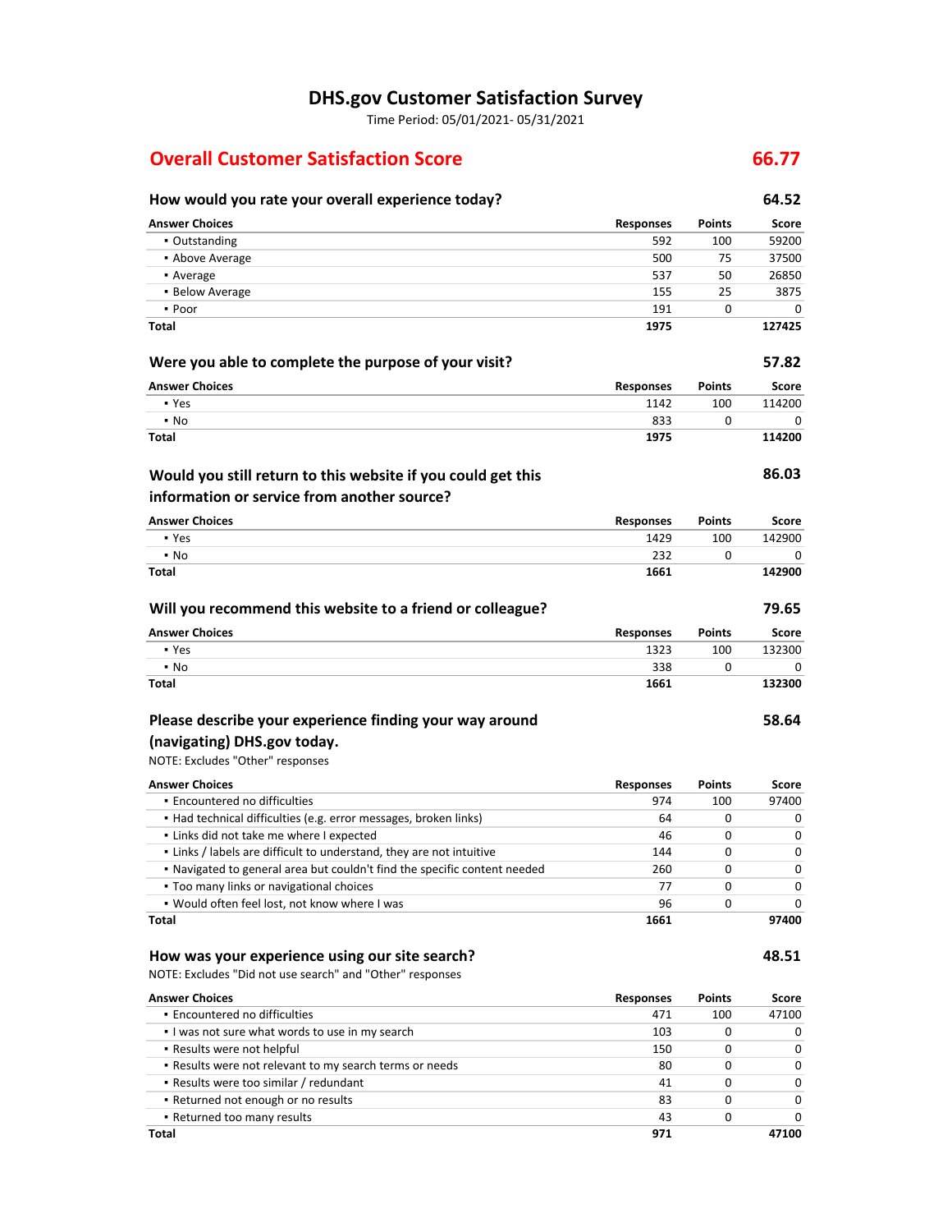# DHS.gov Customer Satisfaction Survey

Time Period: 05/01/2021- 05/31/2021

## Overall Customer Satisfaction Score — 66.77

### How would you rate your overall experience today? — 64.52

| Answer Choices | Responses | Points | Score |
|---|---|---|---|
| ▪ Outstanding | 592 | 100 | 59200 |
| ▪ Above Average | 500 | 75 | 37500 |
| ▪ Average | 537 | 50 | 26850 |
| ▪ Below Average | 155 | 25 | 3875 |
| ▪ Poor | 191 | 0 | 0 |
| **Total** | **1975** | | **127425** |

### Were you able to complete the purpose of your visit? — 57.82

| Answer Choices | Responses | Points | Score |
|---|---|---|---|
| ▪ Yes | 1142 | 100 | 114200 |
| ▪ No | 833 | 0 | 0 |
| **Total** | **1975** | | **114200** |

### Would you still return to this website if you could get this information or service from another source? — 86.03

| Answer Choices | Responses | Points | Score |
|---|---|---|---|
| ▪ Yes | 1429 | 100 | 142900 |
| ▪ No | 232 | 0 | 0 |
| **Total** | **1661** | | **142900** |

### Will you recommend this website to a friend or colleague? — 79.65

| Answer Choices | Responses | Points | Score |
|---|---|---|---|
| ▪ Yes | 1323 | 100 | 132300 |
| ▪ No | 338 | 0 | 0 |
| **Total** | **1661** | | **132300** |

### Please describe your experience finding your way around (navigating) DHS.gov today. — 58.64

NOTE: Excludes "Other" responses

| Answer Choices | Responses | Points | Score |
|---|---|---|---|
| ▪ Encountered no difficulties | 974 | 100 | 97400 |
| ▪ Had technical difficulties (e.g. error messages, broken links) | 64 | 0 | 0 |
| ▪ Links did not take me where I expected | 46 | 0 | 0 |
| ▪ Links / labels are difficult to understand, they are not intuitive | 144 | 0 | 0 |
| ▪ Navigated to general area but couldn't find the specific content needed | 260 | 0 | 0 |
| ▪ Too many links or navigational choices | 77 | 0 | 0 |
| ▪ Would often feel lost, not know where I was | 96 | 0 | 0 |
| **Total** | **1661** | | **97400** |

### How was your experience using our site search? — 48.51

NOTE: Excludes "Did not use search" and "Other" responses

| Answer Choices | Responses | Points | Score |
|---|---|---|---|
| ▪ Encountered no difficulties | 471 | 100 | 47100 |
| ▪ I was not sure what words to use in my search | 103 | 0 | 0 |
| ▪ Results were not helpful | 150 | 0 | 0 |
| ▪ Results were not relevant to my search terms or needs | 80 | 0 | 0 |
| ▪ Results were too similar / redundant | 41 | 0 | 0 |
| ▪ Returned not enough or no results | 83 | 0 | 0 |
| ▪ Returned too many results | 43 | 0 | 0 |
| **Total** | **971** | | **47100** |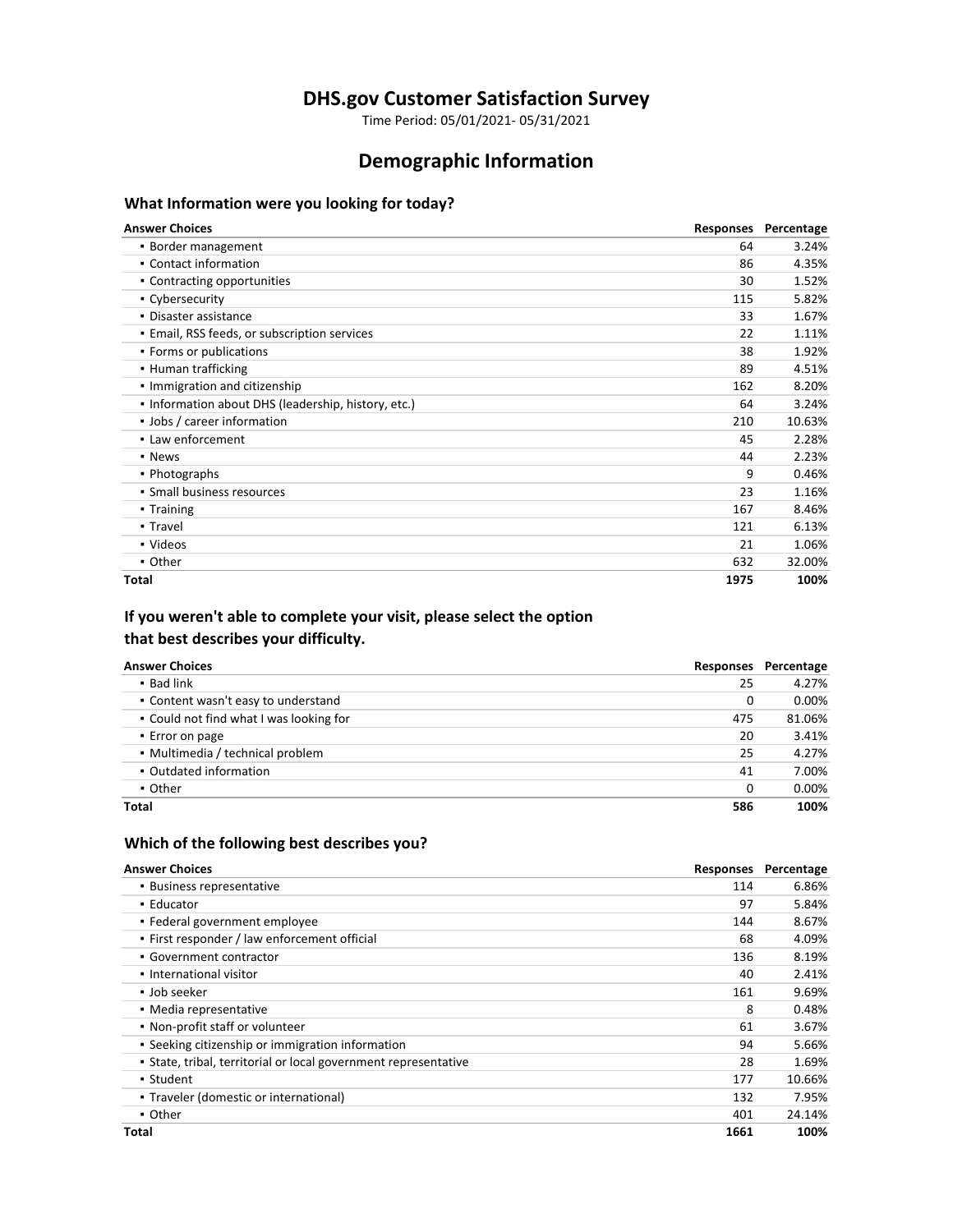# DHS.gov Customer Satisfaction Survey

Time Period: 05/01/2021- 05/31/2021

## Demographic Information

### What Information were you looking for today?

| Answer Choices | Responses | Percentage |
|---|---|---|
| ▪ Border management | 64 | 3.24% |
| ▪ Contact information | 86 | 4.35% |
| ▪ Contracting opportunities | 30 | 1.52% |
| ▪ Cybersecurity | 115 | 5.82% |
| ▪ Disaster assistance | 33 | 1.67% |
| ▪ Email, RSS feeds, or subscription services | 22 | 1.11% |
| ▪ Forms or publications | 38 | 1.92% |
| ▪ Human trafficking | 89 | 4.51% |
| ▪ Immigration and citizenship | 162 | 8.20% |
| ▪ Information about DHS (leadership, history, etc.) | 64 | 3.24% |
| ▪ Jobs / career information | 210 | 10.63% |
| ▪ Law enforcement | 45 | 2.28% |
| ▪ News | 44 | 2.23% |
| ▪ Photographs | 9 | 0.46% |
| ▪ Small business resources | 23 | 1.16% |
| ▪ Training | 167 | 8.46% |
| ▪ Travel | 121 | 6.13% |
| ▪ Videos | 21 | 1.06% |
| ▪ Other | 632 | 32.00% |
| **Total** | **1975** | **100%** |

### If you weren't able to complete your visit, please select the option that best describes your difficulty.

| Answer Choices | Responses | Percentage |
|---|---|---|
| ▪ Bad link | 25 | 4.27% |
| ▪ Content wasn't easy to understand | 0 | 0.00% |
| ▪ Could not find what I was looking for | 475 | 81.06% |
| ▪ Error on page | 20 | 3.41% |
| ▪ Multimedia / technical problem | 25 | 4.27% |
| ▪ Outdated information | 41 | 7.00% |
| ▪ Other | 0 | 0.00% |
| **Total** | **586** | **100%** |

### Which of the following best describes you?

| Answer Choices | Responses | Percentage |
|---|---|---|
| ▪ Business representative | 114 | 6.86% |
| ▪ Educator | 97 | 5.84% |
| ▪ Federal government employee | 144 | 8.67% |
| ▪ First responder / law enforcement official | 68 | 4.09% |
| ▪ Government contractor | 136 | 8.19% |
| ▪ International visitor | 40 | 2.41% |
| ▪ Job seeker | 161 | 9.69% |
| ▪ Media representative | 8 | 0.48% |
| ▪ Non-profit staff or volunteer | 61 | 3.67% |
| ▪ Seeking citizenship or immigration information | 94 | 5.66% |
| ▪ State, tribal, territorial or local government representative | 28 | 1.69% |
| ▪ Student | 177 | 10.66% |
| ▪ Traveler (domestic or international) | 132 | 7.95% |
| ▪ Other | 401 | 24.14% |
| **Total** | **1661** | **100%** |